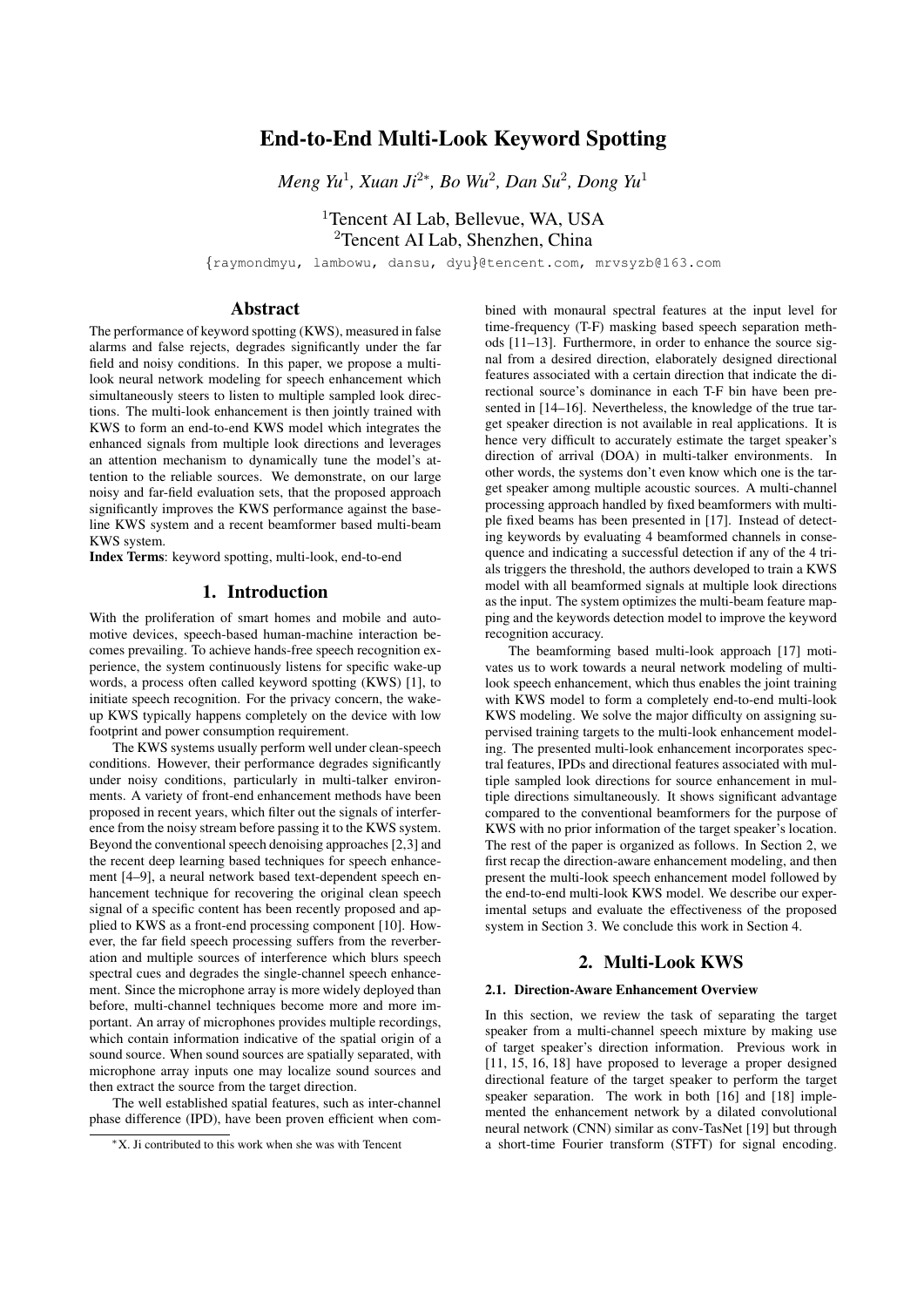# End-to-End Multi-Look Keyword Spotting

*Meng Yu[1], Xuan Ji[2*], Bo Wu[2], Dan Su[2], Dong Yu[1]*

[1]Tencent AI Lab, Bellevue, WA, USA
[2]Tencent AI Lab, Shenzhen, China

{raymondmyu, lambowu, dansu, dyu}@tencent.com, mrvsyzb@163.com

## Abstract

The performance of keyword spotting (KWS), measured in false alarms and false rejects, degrades significantly under the far field and noisy conditions. In this paper, we propose a multi-look neural network modeling for speech enhancement which simultaneously steers to listen to multiple sampled look directions. The multi-look enhancement is then jointly trained with KWS to form an end-to-end KWS model which integrates the enhanced signals from multiple look directions and leverages an attention mechanism to dynamically tune the model's attention to the reliable sources. We demonstrate, on our large noisy and far-field evaluation sets, that the proposed approach significantly improves the KWS performance against the baseline KWS system and a recent beamformer based multi-beam KWS system.

**Index Terms**: keyword spotting, multi-look, end-to-end

## 1. Introduction

With the proliferation of smart homes and mobile and automotive devices, speech-based human-machine interaction becomes prevailing. To achieve hands-free speech recognition experience, the system continuously listens for specific wake-up words, a process often called keyword spotting (KWS) [1], to initiate speech recognition. For the privacy concern, the wake-up KWS typically happens completely on the device with low footprint and power consumption requirement.

The KWS systems usually perform well under clean-speech conditions. However, their performance degrades significantly under noisy conditions, particularly in multi-talker environments. A variety of front-end enhancement methods have been proposed in recent years, which filter out the signals of interference from the noisy stream before passing it to the KWS system. Beyond the conventional speech denoising approaches [2,3] and the recent deep learning based techniques for speech enhancement [4–9], a neural network based text-dependent speech enhancement technique for recovering the original clean speech signal of a specific content has been recently proposed and applied to KWS as a front-end processing component [10]. However, the far field speech processing suffers from the reverberation and multiple sources of interference which blurs speech spectral cues and degrades the single-channel speech enhancement. Since the microphone array is more widely deployed than before, multi-channel techniques become more and more important. An array of microphones provides multiple recordings, which contain information indicative of the spatial origin of a sound source. When sound sources are spatially separated, with microphone array inputs one may localize sound sources and then extract the source from the target direction.

The well established spatial features, such as inter-channel phase difference (IPD), have been proven efficient when combined with monaural spectral features at the input level for time-frequency (T-F) masking based speech separation methods [11–13]. Furthermore, in order to enhance the source signal from a desired direction, elaborately designed directional features associated with a certain direction that indicate the directional source's dominance in each T-F bin have been presented in [14–16]. Nevertheless, the knowledge of the true target speaker direction is not available in real applications. It is hence very difficult to accurately estimate the target speaker's direction of arrival (DOA) in multi-talker environments. In other words, the systems don't even know which one is the target speaker among multiple acoustic sources. A multi-channel processing approach handled by fixed beamformers with multiple fixed beams has been presented in [17]. Instead of detecting keywords by evaluating 4 beamformed channels in consequence and indicating a successful detection if any of the 4 trials triggers the threshold, the authors developed to train a KWS model with all beamformed signals at multiple look directions as the input. The system optimizes the multi-beam feature mapping and the keywords detection model to improve the keyword recognition accuracy.

The beamforming based multi-look approach [17] motivates us to work towards a neural network modeling of multi-look speech enhancement, which thus enables the joint training with KWS model to form a completely end-to-end multi-look KWS modeling. We solve the major difficulty on assigning supervised training targets to the multi-look enhancement modeling. The presented multi-look enhancement incorporates spectral features, IPDs and directional features associated with multiple sampled look directions for source enhancement in multiple directions simultaneously. It shows significant advantage compared to the conventional beamformers for the purpose of KWS with no prior information of the target speaker's location. The rest of the paper is organized as follows. In Section 2, we first recap the direction-aware enhancement modeling, and then present the multi-look speech enhancement model followed by the end-to-end multi-look KWS model. We describe our experimental setups and evaluate the effectiveness of the proposed system in Section 3. We conclude this work in Section 4.

## 2. Multi-Look KWS

### 2.1. Direction-Aware Enhancement Overview

In this section, we review the task of separating the target speaker from a multi-channel speech mixture by making use of target speaker's direction information. Previous work in [11, 15, 16, 18] have proposed to leverage a proper designed directional feature of the target speaker to perform the target speaker separation. The work in both [16] and [18] implemented the enhancement network by a dilated convolutional neural network (CNN) similar as conv-TasNet [19] but through a short-time Fourier transform (STFT) for signal encoding.

*X. Ji contributed to this work when she was with Tencent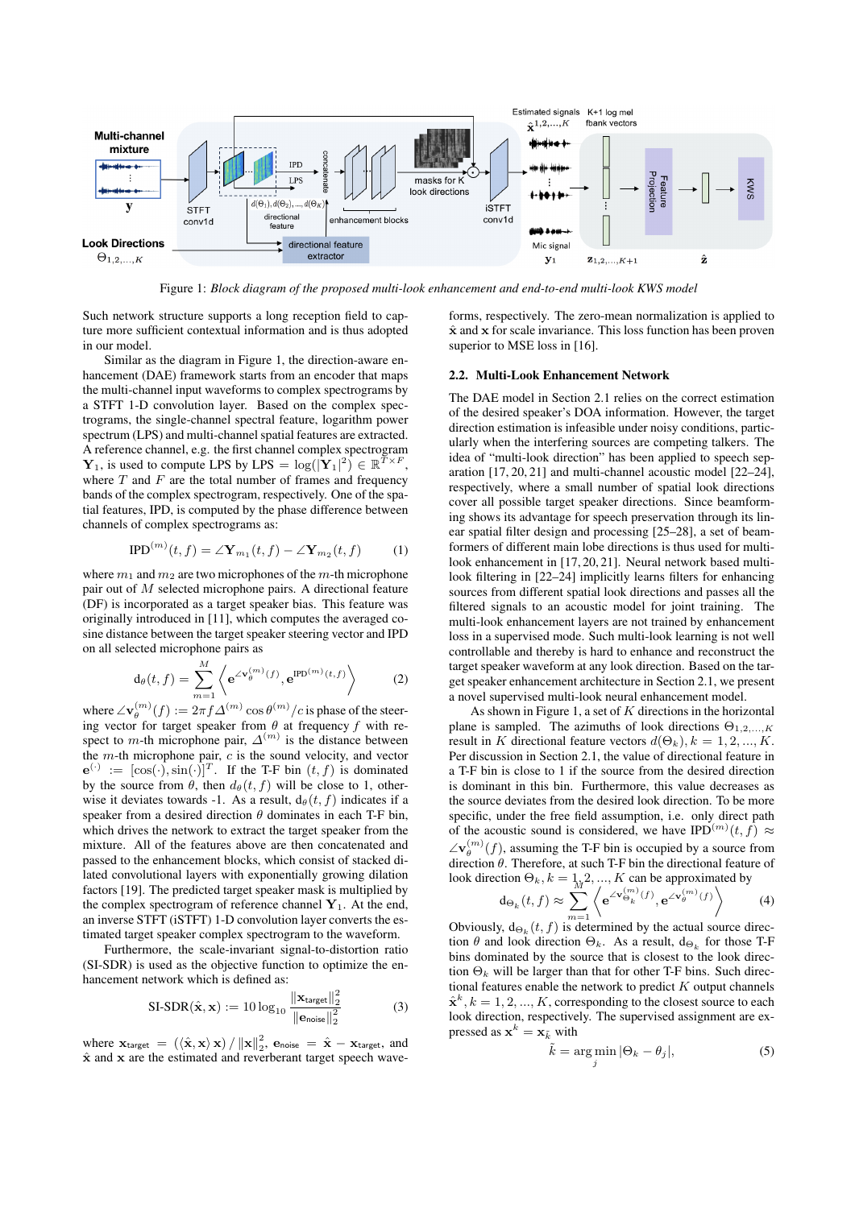Figure 1: *Block diagram of the proposed multi-look enhancement and end-to-end multi-look KWS model*

Such network structure supports a long reception field to capture more sufficient contextual information and is thus adopted in our model.

Similar as the diagram in Figure 1, the direction-aware enhancement (DAE) framework starts from an encoder that maps the multi-channel input waveforms to complex spectrograms by a STFT 1-D convolution layer. Based on the complex spectrograms, the single-channel spectral feature, logarithm power spectrum (LPS) and multi-channel spatial features are extracted. A reference channel, e.g. the first channel complex spectrogram $\mathbf{Y}_1$, is used to compute LPS by $\text{LPS} = \log(|\mathbf{Y}_1|^2) \in \mathbb{R}^{T\times F}$, where $T$ and $F$ are the total number of frames and frequency bands of the complex spectrogram, respectively. One of the spatial features, IPD, is computed by the phase difference between channels of complex spectrograms as:

$$\text{IPD}^{(m)}(t,f) = \angle \mathbf{Y}_{m_1}(t,f) - \angle \mathbf{Y}_{m_2}(t,f) \tag{1}$$

where $m_1$ and $m_2$ are two microphones of the $m$-th microphone pair out of $M$ selected microphone pairs. A directional feature (DF) is incorporated as a target speaker bias. This feature was originally introduced in [11], which computes the averaged cosine distance between the target speaker steering vector and IPD on all selected microphone pairs as

$$\text{d}_\theta(t,f) = \sum_{m=1}^{M} \left\langle \mathbf{e}^{\angle \mathbf{v}_\theta^{(m)}(f)}, \mathbf{e}^{\text{IPD}^{(m)}(t,f)} \right\rangle \tag{2}$$

where $\angle \mathbf{v}_\theta^{(m)}(f) := 2\pi f \Delta^{(m)} \cos\theta^{(m)}/c$ is phase of the steering vector for target speaker from $\theta$ at frequency $f$ with respect to $m$-th microphone pair, $\Delta^{(m)}$ is the distance between the $m$-th microphone pair, $c$ is the sound velocity, and vector $\mathbf{e}^{(\cdot)} := [\cos(\cdot), \sin(\cdot)]^T$. If the T-F bin $(t,f)$ is dominated by the source from $\theta$, then $d_\theta(t,f)$ will be close to 1, otherwise it deviates towards -1. As a result, $\text{d}_\theta(t,f)$ indicates if a speaker from a desired direction $\theta$ dominates in each T-F bin, which drives the network to extract the target speaker from the mixture. All of the features above are then concatenated and passed to the enhancement blocks, which consist of stacked dilated convolutional layers with exponentially growing dilation factors [19]. The predicted target speaker mask is multiplied by the complex spectrogram of reference channel $\mathbf{Y}_1$. At the end, an inverse STFT (iSTFT) 1-D convolution layer converts the estimated target speaker complex spectrogram to the waveform.

Furthermore, the scale-invariant signal-to-distortion ratio (SI-SDR) is used as the objective function to optimize the enhancement network which is defined as:

$$\text{SI-SDR}(\hat{\mathbf{x}}, \mathbf{x}) := 10\log_{10}\frac{\|\mathbf{x}_{\text{target}}\|_2^2}{\|\mathbf{e}_{\text{noise}}\|_2^2} \tag{3}$$

where $\mathbf{x}_{\text{target}} = (\langle \hat{\mathbf{x}}, \mathbf{x}\rangle\, \mathbf{x}) / \|\mathbf{x}\|_2^2$, $\mathbf{e}_{\text{noise}} = \hat{\mathbf{x}} - \mathbf{x}_{\text{target}}$, and $\hat{\mathbf{x}}$ and $\mathbf{x}$ are the estimated and reverberant target speech waveforms, respectively. The zero-mean normalization is applied to $\hat{\mathbf{x}}$ and $\mathbf{x}$ for scale invariance. This loss function has been proven superior to MSE loss in [16].

### 2.2. Multi-Look Enhancement Network

The DAE model in Section 2.1 relies on the correct estimation of the desired speaker's DOA information. However, the target direction estimation is infeasible under noisy conditions, particularly when the interfering sources are competing talkers. The idea of "multi-look direction" has been applied to speech separation [17, 20, 21] and multi-channel acoustic model [22–24], respectively, where a small number of spatial look directions cover all possible target speaker directions. Since beamforming shows its advantage for speech preservation through its linear spatial filter design and processing [25–28], a set of beamformers of different main lobe directions is thus used for multi-look enhancement in [17, 20, 21]. Neural network based multi-look filtering in [22–24] implicitly learns filters for enhancing sources from different spatial look directions and passes all the filtered signals to an acoustic model for joint training. The multi-look enhancement layers are not trained by enhancement loss in a supervised mode. Such multi-look learning is not well controllable and thereby is hard to enhance and reconstruct the target speaker waveform at any look direction. Based on the target speaker enhancement architecture in Section 2.1, we present a novel supervised multi-look neural enhancement model.

As shown in Figure 1, a set of $K$ directions in the horizontal plane is sampled. The azimuths of look directions $\Theta_{1,2,...,K}$ result in $K$ directional feature vectors $d(\Theta_k), k = 1, 2, ..., K$. Per discussion in Section 2.1, the value of directional feature in a T-F bin is close to 1 if the source from the desired direction is dominant in this bin. Furthermore, this value decreases as the source deviates from the desired look direction. To be more specific, under the free field assumption, i.e. only direct path of the acoustic sound is considered, we have $\text{IPD}^{(m)}(t,f) \approx \angle \mathbf{v}_\theta^{(m)}(f)$, assuming the T-F bin is occupied by a source from direction $\theta$. Therefore, at such T-F bin the directional feature of look direction $\Theta_k, k = 1, 2, ..., K$ can be approximated by

$$\text{d}_{\Theta_k}(t,f) \approx \sum_{m=1}^{M} \left\langle \mathbf{e}^{\angle \mathbf{v}_{\Theta_k}^{(m)}(f)}, \mathbf{e}^{\angle \mathbf{v}_\theta^{(m)}(f)} \right\rangle \tag{4}$$

Obviously, $\text{d}_{\Theta_k}(t,f)$ is determined by the actual source direction $\theta$ and look direction $\Theta_k$. As a result, $\text{d}_{\Theta_k}$ for those T-F bins dominated by the source that is closest to the look direction $\Theta_k$ will be larger than that for other T-F bins. Such directional features enable the network to predict $K$ output channels $\hat{\mathbf{x}}^k, k = 1, 2, ..., K$, corresponding to the closest source to each look direction, respectively. The supervised assignment are expressed as $\mathbf{x}^k = \mathbf{x}_{\tilde{k}}$ with

$$\tilde{k} = \arg\min_j |\Theta_k - \theta_j|, \tag{5}$$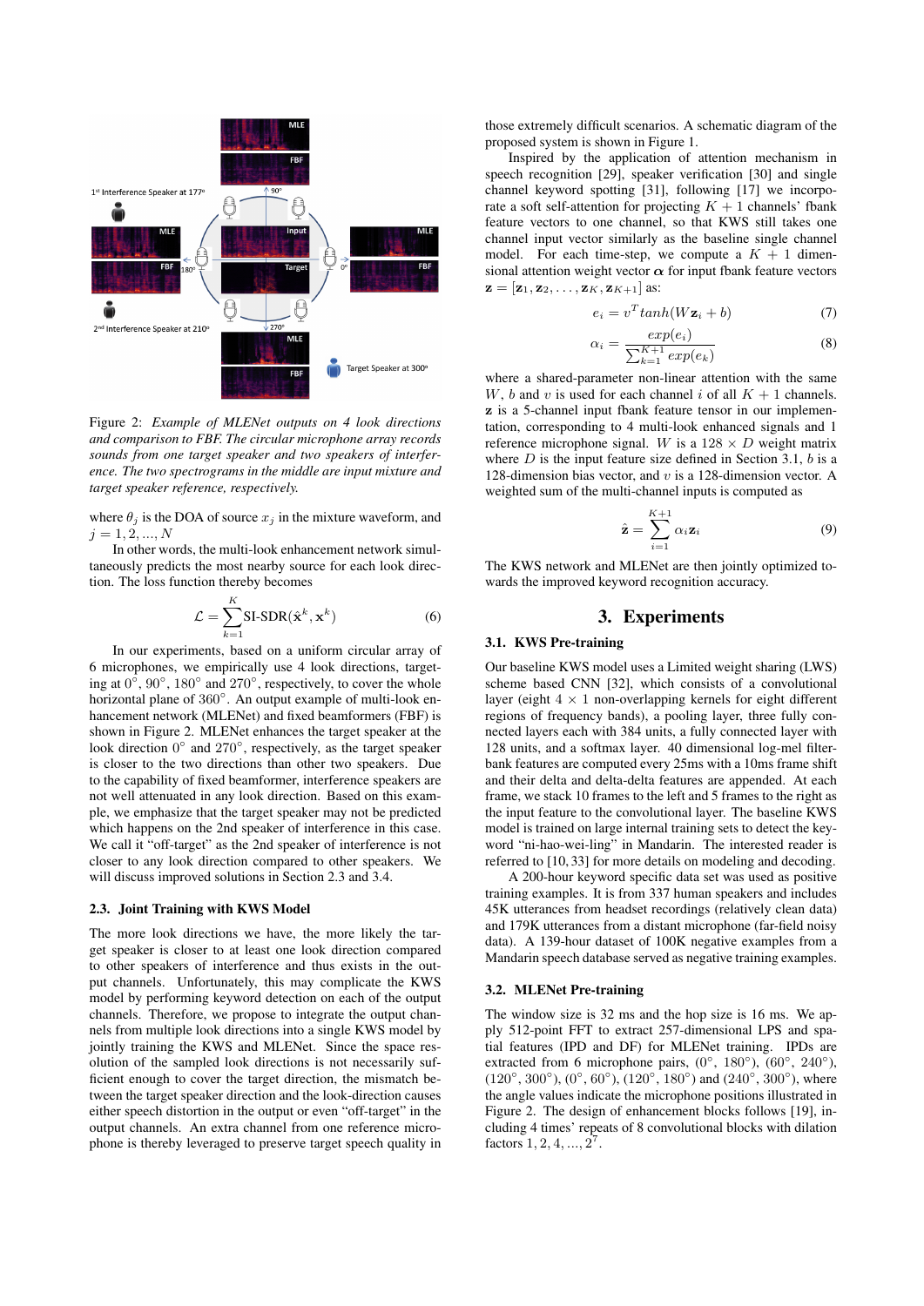*Figure 2: Example of MLENet outputs on 4 look directions and comparison to FBF. The circular microphone array records sounds from one target speaker and two speakers of interference. The two spectrograms in the middle are input mixture and target speaker reference, respectively.*

where $\theta_j$ is the DOA of source $x_j$ in the mixture waveform, and $j = 1, 2, ..., N$

In other words, the multi-look enhancement network simultaneously predicts the most nearby source for each look direction. The loss function thereby becomes

$$\mathcal{L} = \sum_{k=1}^{K} \text{SI-SDR}(\hat{\mathbf{x}}^k, \mathbf{x}^k) \tag{6}$$

In our experiments, based on a uniform circular array of 6 microphones, we empirically use 4 look directions, targeting at 0°, 90°, 180° and 270°, respectively, to cover the whole horizontal plane of 360°. An output example of multi-look enhancement network (MLENet) and fixed beamformers (FBF) is shown in Figure 2. MLENet enhances the target speaker at the look direction 0° and 270°, respectively, as the target speaker is closer to the two directions than other two speakers. Due to the capability of fixed beamformer, interference speakers are not well attenuated in any look direction. Based on this example, we emphasize that the target speaker may not be predicted which happens on the 2nd speaker of interference in this case. We call it "off-target" as the 2nd speaker of interference is not closer to any look direction compared to other speakers. We will discuss improved solutions in Section 2.3 and 3.4.

### 2.3. Joint Training with KWS Model

The more look directions we have, the more likely the target speaker is closer to at least one look direction compared to other speakers of interference and thus exists in the output channels. Unfortunately, this may complicate the KWS model by performing keyword detection on each of the output channels. Therefore, we propose to integrate the output channels from multiple look directions into a single KWS model by jointly training the KWS and MLENet. Since the space resolution of the sampled look directions is not necessarily sufficient enough to cover the target direction, the mismatch between the target speaker direction and the look-direction causes either speech distortion in the output or even "off-target" in the output channels. An extra channel from one reference microphone is thereby leveraged to preserve target speech quality in those extremely difficult scenarios. A schematic diagram of the proposed system is shown in Figure 1.

Inspired by the application of attention mechanism in speech recognition [29], speaker verification [30] and single channel keyword spotting [31], following [17] we incorporate a soft self-attention for projecting $K + 1$ channels' fbank feature vectors to one channel, so that KWS still takes one channel input vector similarly as the baseline single channel model. For each time-step, we compute a $K + 1$ dimensional attention weight vector $\boldsymbol{\alpha}$ for input fbank feature vectors $\mathbf{z} = [\mathbf{z}_1, \mathbf{z}_2, \ldots, \mathbf{z}_K, \mathbf{z}_{K+1}]$ as:

$$e_i = v^T tanh(W\mathbf{z}_i + b) \tag{7}$$

$$\alpha_i = \frac{exp(e_i)}{\sum_{k=1}^{K+1} exp(e_k)} \tag{8}$$

where a shared-parameter non-linear attention with the same $W$, $b$ and $v$ is used for each channel $i$ of all $K + 1$ channels. $\mathbf{z}$ is a 5-channel input fbank feature tensor in our implementation, corresponding to 4 multi-look enhanced signals and 1 reference microphone signal. $W$ is a $128 \times D$ weight matrix where $D$ is the input feature size defined in Section 3.1, $b$ is a 128-dimension bias vector, and $v$ is a 128-dimension vector. A weighted sum of the multi-channel inputs is computed as

$$\hat{\mathbf{z}} = \sum_{i=1}^{K+1} \alpha_i \mathbf{z}_i \tag{9}$$

The KWS network and MLENet are then jointly optimized towards the improved keyword recognition accuracy.

## 3. Experiments

### 3.1. KWS Pre-training

Our baseline KWS model uses a Limited weight sharing (LWS) scheme based CNN [32], which consists of a convolutional layer (eight $4 \times 1$ non-overlapping kernels for eight different regions of frequency bands), a pooling layer, three fully connected layers each with 384 units, a fully connected layer with 128 units, and a softmax layer. 40 dimensional log-mel filterbank features are computed every 25ms with a 10ms frame shift and their delta and delta-delta features are appended. At each frame, we stack 10 frames to the left and 5 frames to the right as the input feature to the convolutional layer. The baseline KWS model is trained on large internal training sets to detect the keyword "ni-hao-wei-ling" in Mandarin. The interested reader is referred to [10, 33] for more details on modeling and decoding.

A 200-hour keyword specific data set was used as positive training examples. It is from 337 human speakers and includes 45K utterances from headset recordings (relatively clean data) and 179K utterances from a distant microphone (far-field noisy data). A 139-hour dataset of 100K negative examples from a Mandarin speech database served as negative training examples.

### 3.2. MLENet Pre-training

The window size is 32 ms and the hop size is 16 ms. We apply 512-point FFT to extract 257-dimensional LPS and spatial features (IPD and DF) for MLENet training. IPDs are extracted from 6 microphone pairs, (0°, 180°), (60°, 240°), (120°, 300°), (0°, 60°), (120°, 180°) and (240°, 300°), where the angle values indicate the microphone positions illustrated in Figure 2. The design of enhancement blocks follows [19], including 4 times' repeats of 8 convolutional blocks with dilation factors $1, 2, 4, ..., 2^7$.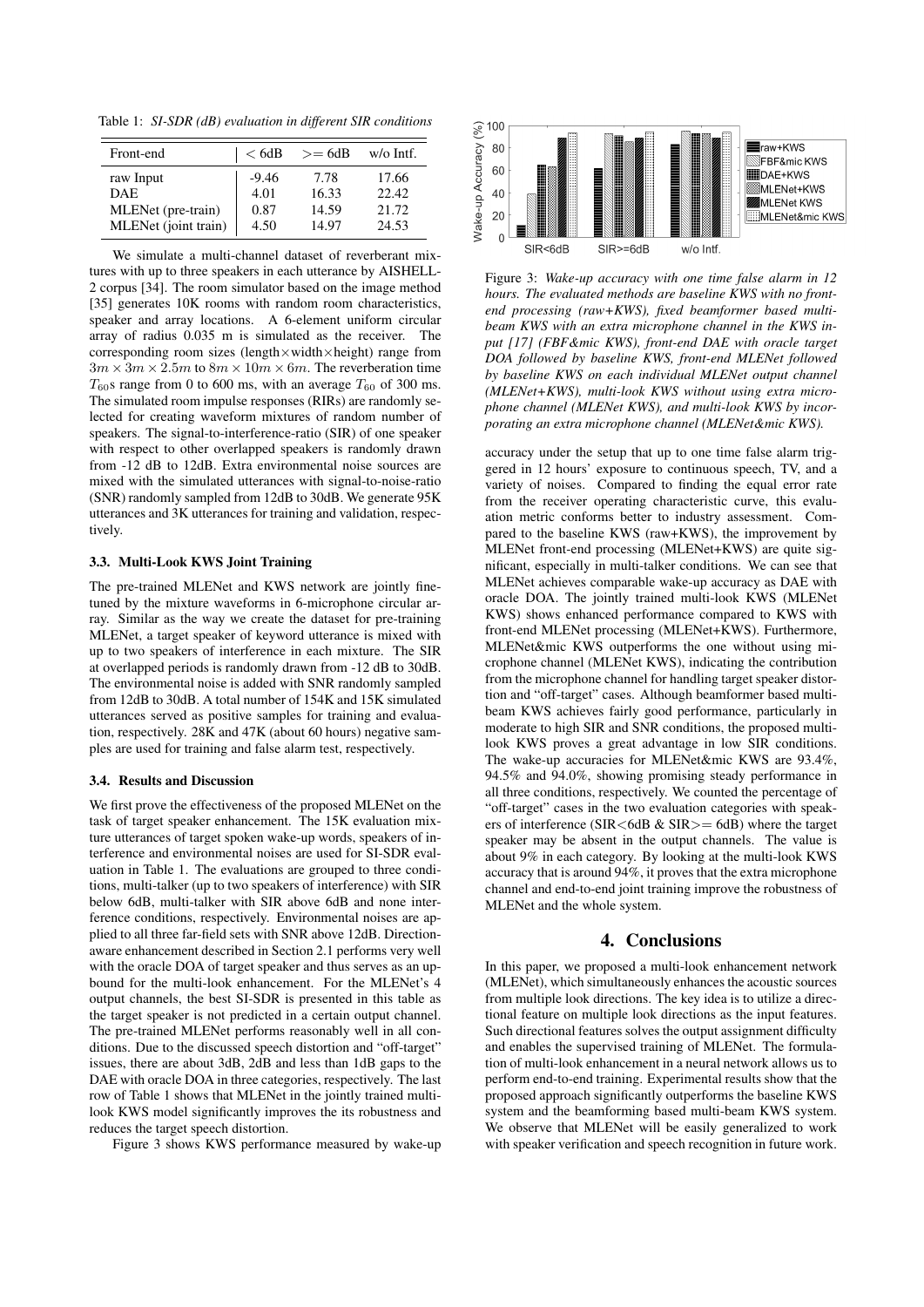Table 1: *SI-SDR (dB) evaluation in different SIR conditions*

| Front-end | $< 6$dB | $>= 6$dB | w/o Intf. |
|---|---|---|---|
| raw Input | -9.46 | 7.78 | 17.66 |
| DAE | 4.01 | 16.33 | 22.42 |
| MLENet (pre-train) | 0.87 | 14.59 | 21.72 |
| MLENet (joint train) | 4.50 | 14.97 | 24.53 |

We simulate a multi-channel dataset of reverberant mixtures with up to three speakers in each utterance by AISHELL-2 corpus [34]. The room simulator based on the image method [35] generates 10K rooms with random room characteristics, speaker and array locations. A 6-element uniform circular array of radius 0.035 m is simulated as the receiver. The corresponding room sizes (length×width×height) range from $3m \times 3m \times 2.5m$ to $8m \times 10m \times 6m$. The reverberation time $T_{60}$s range from 0 to 600 ms, with an average $T_{60}$ of 300 ms. The simulated room impulse responses (RIRs) are randomly selected for creating waveform mixtures of random number of speakers. The signal-to-interference-ratio (SIR) of one speaker with respect to other overlapped speakers is randomly drawn from -12 dB to 12dB. Extra environmental noise sources are mixed with the simulated utterances with signal-to-noise-ratio (SNR) randomly sampled from 12dB to 30dB. We generate 95K utterances and 3K utterances for training and validation, respectively.

### 3.3. Multi-Look KWS Joint Training

The pre-trained MLENet and KWS network are jointly finetuned by the mixture waveforms in 6-microphone circular array. Similar as the way we create the dataset for pre-training MLENet, a target speaker of keyword utterance is mixed with up to two speakers of interference in each mixture. The SIR at overlapped periods is randomly drawn from -12 dB to 30dB. The environmental noise is added with SNR randomly sampled from 12dB to 30dB. A total number of 154K and 15K simulated utterances served as positive samples for training and evaluation, respectively. 28K and 47K (about 60 hours) negative samples are used for training and false alarm test, respectively.

### 3.4. Results and Discussion

We first prove the effectiveness of the proposed MLENet on the task of target speaker enhancement. The 15K evaluation mixture utterances of target spoken wake-up words, speakers of interference and environmental noises are used for SI-SDR evaluation in Table 1. The evaluations are grouped to three conditions, multi-talker (up to two speakers of interference) with SIR below 6dB, multi-talker with SIR above 6dB and none interference conditions, respectively. Environmental noises are applied to all three far-field sets with SNR above 12dB. Direction-aware enhancement described in Section 2.1 performs very well with the oracle DOA of target speaker and thus serves as an upbound for the multi-look enhancement. For the MLENet's 4 output channels, the best SI-SDR is presented in this table as the target speaker is not predicted in a certain output channel. The pre-trained MLENet performs reasonably well in all conditions. Due to the discussed speech distortion and "off-target" issues, there are about 3dB, 2dB and less than 1dB gaps to the DAE with oracle DOA in three categories, respectively. The last row of Table 1 shows that MLENet in the jointly trained multi-look KWS model significantly improves the its robustness and reduces the target speech distortion.

Figure 3 shows KWS performance measured by wake-up accuracy under the setup that up to one time false alarm triggered in 12 hours' exposure to continuous speech, TV, and a variety of noises. Compared to finding the equal error rate from the receiver operating characteristic curve, this evaluation metric conforms better to industry assessment. Compared to the baseline KWS (raw+KWS), the improvement by MLENet front-end processing (MLENet+KWS) are quite significant, especially in multi-talker conditions. We can see that MLENet achieves comparable wake-up accuracy as DAE with oracle DOA. The jointly trained multi-look KWS (MLENet KWS) shows enhanced performance compared to KWS with front-end MLENet processing (MLENet+KWS). Furthermore, MLENet&mic KWS outperforms the one without using microphone channel (MLENet KWS), indicating the contribution from the microphone channel for handling target speaker distortion and "off-target" cases. Although beamformer based multi-beam KWS achieves fairly good performance, particularly in moderate to high SIR and SNR conditions, the proposed multi-look KWS proves a great advantage in low SIR conditions. The wake-up accuracies for MLENet&mic KWS are 93.4%, 94.5% and 94.0%, showing promising steady performance in all three conditions, respectively. We counted the percentage of "off-target" cases in the two evaluation categories with speakers of interference (SIR<6dB & SIR>= 6dB) where the target speaker may be absent in the output channels. The value is about 9% in each category. By looking at the multi-look KWS accuracy that is around 94%, it proves that the extra microphone channel and end-to-end joint training improve the robustness of MLENet and the whole system.

Figure 3: *Wake-up accuracy with one time false alarm in 12 hours. The evaluated methods are baseline KWS with no front-end processing (raw+KWS), fixed beamformer based multi-beam KWS with an extra microphone channel in the KWS input [17] (FBF&mic KWS), front-end DAE with oracle target DOA followed by baseline KWS, front-end MLENet followed by baseline KWS on each individual MLENet output channel (MLENet+KWS), multi-look KWS without using extra microphone channel (MLENet KWS), and multi-look KWS by incorporating an extra microphone channel (MLENet&mic KWS).*

## 4. Conclusions

In this paper, we proposed a multi-look enhancement network (MLENet), which simultaneously enhances the acoustic sources from multiple look directions. The key idea is to utilize a directional feature on multiple look directions as the input features. Such directional features solves the output assignment difficulty and enables the supervised training of MLENet. The formulation of multi-look enhancement in a neural network allows us to perform end-to-end training. Experimental results show that the proposed approach significantly outperforms the baseline KWS system and the beamforming based multi-beam KWS system. We observe that MLENet will be easily generalized to work with speaker verification and speech recognition in future work.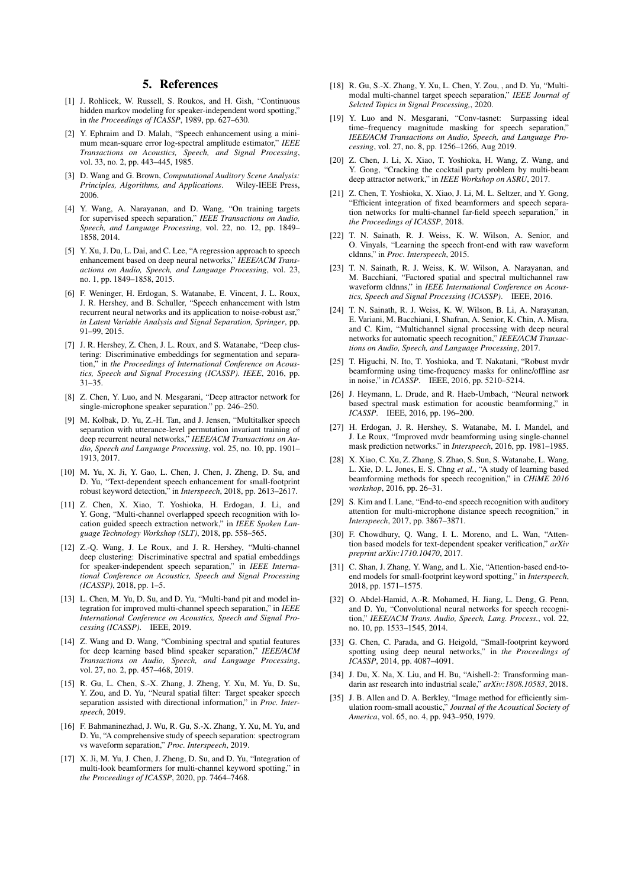## 5. References

[1] J. Rohlicek, W. Russell, S. Roukos, and H. Gish, "Continuous hidden markov modeling for speaker-independent word spotting," in *the Proceedings of ICASSP*, 1989, pp. 627–630.

[2] Y. Ephraim and D. Malah, "Speech enhancement using a minimum mean-square error log-spectral amplitude estimator," *IEEE Transactions on Acoustics, Speech, and Signal Processing*, vol. 33, no. 2, pp. 443–445, 1985.

[3] D. Wang and G. Brown, *Computational Auditory Scene Analysis: Principles, Algorithms, and Applications*. Wiley-IEEE Press, 2006.

[4] Y. Wang, A. Narayanan, and D. Wang, "On training targets for supervised speech separation," *IEEE Transactions on Audio, Speech, and Language Processing*, vol. 22, no. 12, pp. 1849–1858, 2014.

[5] Y. Xu, J. Du, L. Dai, and C. Lee, "A regression approach to speech enhancement based on deep neural networks," *IEEE/ACM Transactions on Audio, Speech, and Language Processing*, vol. 23, no. 1, pp. 1849–1858, 2015.

[6] F. Weninger, H. Erdogan, S. Watanabe, E. Vincent, J. L. Roux, J. R. Hershey, and B. Schuller, "Speech enhancement with lstm recurrent neural networks and its application to noise-robust asr," *in Latent Variable Analysis and Signal Separation, Springer*, pp. 91–99, 2015.

[7] J. R. Hershey, Z. Chen, J. L. Roux, and S. Watanabe, "Deep clustering: Discriminative embeddings for segmentation and separation," in *the Proceedings of International Conference on Acoustics, Speech and Signal Processing (ICASSP). IEEE*, 2016, pp. 31–35.

[8] Z. Chen, Y. Luo, and N. Mesgarani, "Deep attractor network for single-microphone speaker separation." pp. 246–250.

[9] M. Kolbak, D. Yu, Z.-H. Tan, and J. Jensen, "Multitalker speech separation with utterance-level permutation invariant training of deep recurrent neural networks," *IEEE/ACM Transactions on Audio, Speech and Language Processing*, vol. 25, no. 10, pp. 1901–1913, 2017.

[10] M. Yu, X. Ji, Y. Gao, L. Chen, J. Chen, J. Zheng, D. Su, and D. Yu, "Text-dependent speech enhancement for small-footprint robust keyword detection," in *Interspeech*, 2018, pp. 2613–2617.

[11] Z. Chen, X. Xiao, T. Yoshioka, H. Erdogan, J. Li, and Y. Gong, "Multi-channel overlapped speech recognition with location guided speech extraction network," in *IEEE Spoken Language Technology Workshop (SLT)*, 2018, pp. 558–565.

[12] Z.-Q. Wang, J. Le Roux, and J. R. Hershey, "Multi-channel deep clustering: Discriminative spectral and spatial embeddings for speaker-independent speech separation," in *IEEE International Conference on Acoustics, Speech and Signal Processing (ICASSP)*, 2018, pp. 1–5.

[13] L. Chen, M. Yu, D. Su, and D. Yu, "Multi-band pit and model integration for improved multi-channel speech separation," in *IEEE International Conference on Acoustics, Speech and Signal Processing (ICASSP)*. IEEE, 2019.

[14] Z. Wang and D. Wang, "Combining spectral and spatial features for deep learning based blind speaker separation," *IEEE/ACM Transactions on Audio, Speech, and Language Processing*, vol. 27, no. 2, pp. 457–468, 2019.

[15] R. Gu, L. Chen, S.-X. Zhang, J. Zheng, Y. Xu, M. Yu, D. Su, Y. Zou, and D. Yu, "Neural spatial filter: Target speaker speech separation assisted with directional information," in *Proc. Interspeech*, 2019.

[16] F. Bahmaninezhad, J. Wu, R. Gu, S.-X. Zhang, Y. Xu, M. Yu, and D. Yu, "A comprehensive study of speech separation: spectrogram vs waveform separation," *Proc. Interspeech*, 2019.

[17] X. Ji, M. Yu, J. Chen, J. Zheng, D. Su, and D. Yu, "Integration of multi-look beamformers for multi-channel keyword spotting," in *the Proceedings of ICASSP*, 2020, pp. 7464–7468.

[18] R. Gu, S.-X. Zhang, Y. Xu, L. Chen, Y. Zou, , and D. Yu, "Multi-modal multi-channel target speech separation," *IEEE Journal of Selcted Topics in Signal Processing,*, 2020.

[19] Y. Luo and N. Mesgarani, "Conv-tasnet: Surpassing ideal time–frequency magnitude masking for speech separation," *IEEE/ACM Transactions on Audio, Speech, and Language Processing*, vol. 27, no. 8, pp. 1256–1266, Aug 2019.

[20] Z. Chen, J. Li, X. Xiao, T. Yoshioka, H. Wang, Z. Wang, and Y. Gong, "Cracking the cocktail party problem by multi-beam deep attractor network," in *IEEE Workshop on ASRU*, 2017.

[21] Z. Chen, T. Yoshioka, X. Xiao, J. Li, M. L. Seltzer, and Y. Gong, "Efficient integration of fixed beamformers and speech separation networks for multi-channel far-field speech separation," in *the Proceedings of ICASSP*, 2018.

[22] T. N. Sainath, R. J. Weiss, K. W. Wilson, A. Senior, and O. Vinyals, "Learning the speech front-end with raw waveform cldnns," in *Proc. Interspeech*, 2015.

[23] T. N. Sainath, R. J. Weiss, K. W. Wilson, A. Narayanan, and M. Bacchiani, "Factored spatial and spectral multichannel raw waveform cldnns," in *IEEE International Conference on Acoustics, Speech and Signal Processing (ICASSP)*. IEEE, 2016.

[24] T. N. Sainath, R. J. Weiss, K. W. Wilson, B. Li, A. Narayanan, E. Variani, M. Bacchiani, I. Shafran, A. Senior, K. Chin, A. Misra, and C. Kim, "Multichannel signal processing with deep neural networks for automatic speech recognition," *IEEE/ACM Transactions on Audio, Speech, and Language Processing*, 2017.

[25] T. Higuchi, N. Ito, T. Yoshioka, and T. Nakatani, "Robust mvdr beamforming using time-frequency masks for online/offline asr in noise," in *ICASSP*. IEEE, 2016, pp. 5210–5214.

[26] J. Heymann, L. Drude, and R. Haeb-Umbach, "Neural network based spectral mask estimation for acoustic beamforming," in *ICASSP*. IEEE, 2016, pp. 196–200.

[27] H. Erdogan, J. R. Hershey, S. Watanabe, M. I. Mandel, and J. Le Roux, "Improved mvdr beamforming using single-channel mask prediction networks." in *Interspeech*, 2016, pp. 1981–1985.

[28] X. Xiao, C. Xu, Z. Zhang, S. Zhao, S. Sun, S. Watanabe, L. Wang, L. Xie, D. L. Jones, E. S. Chng *et al.*, "A study of learning based beamforming methods for speech recognition," in *CHiME 2016 workshop*, 2016, pp. 26–31.

[29] S. Kim and I. Lane, "End-to-end speech recognition with auditory attention for multi-microphone distance speech recognition," in *Interspeech*, 2017, pp. 3867–3871.

[30] F. Chowdhury, Q. Wang, I. L. Moreno, and L. Wan, "Attention based models for text-dependent speaker verification," *arXiv preprint arXiv:1710.10470*, 2017.

[31] C. Shan, J. Zhang, Y. Wang, and L. Xie, "Attention-based end-to-end models for small-footprint keyword spotting," in *Interspeech*, 2018, pp. 1571–1575.

[32] O. Abdel-Hamid, A.-R. Mohamed, H. Jiang, L. Deng, G. Penn, and D. Yu, "Convolutional neural networks for speech recognition," *IEEE/ACM Trans. Audio, Speech, Lang. Process.*, vol. 22, no. 10, pp. 1533–1545, 2014.

[33] G. Chen, C. Parada, and G. Heigold, "Small-footprint keyword spotting using deep neural networks," in *the Proceedings of ICASSP*, 2014, pp. 4087–4091.

[34] J. Du, X. Na, X. Liu, and H. Bu, "Aishell-2: Transforming mandarin asr research into industrial scale," *arXiv:1808.10583*, 2018.

[35] J. B. Allen and D. A. Berkley, "Image method for efficiently simulation room-small acoustic," *Journal of the Acoustical Society of America*, vol. 65, no. 4, pp. 943–950, 1979.